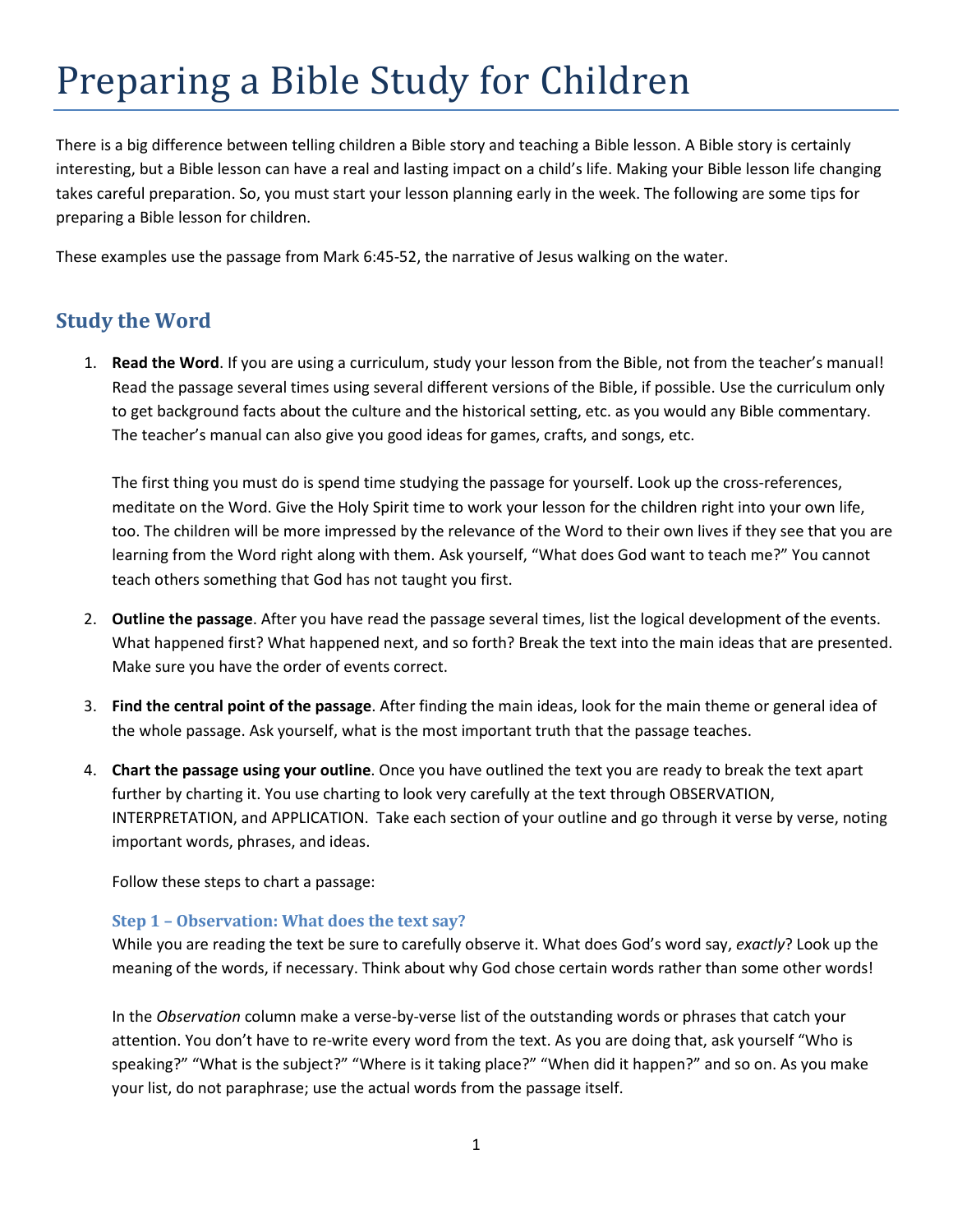# Preparing a Bible Study for Children

There is a big difference between telling children a Bible story and teaching a Bible lesson. A Bible story is certainly interesting, but a Bible lesson can have a real and lasting impact on a child's life. Making your Bible lesson life changing takes careful preparation. So, you must start your lesson planning early in the week. The following are some tips for preparing a Bible lesson for children.

These examples use the passage from Mark 6:45-52, the narrative of Jesus walking on the water.

## Study the Word

1. **Read the Word**. If you are using a curriculum, study your lesson from the Bible, not from the teacher's manual! Read the passage several times using several different versions of the Bible, if possible. Use the curriculum only to get background facts about the culture and the historical setting, etc. as you would any Bible commentary. The teacher's manual can also give you good ideas for games, crafts, and songs, etc.

   The first thing you must do is spend time studying the passage for yourself. Look up the cross-references, meditate on the Word. Give the Holy Spirit time to work your lesson for the children right into your own life, too. The children will be more impressed by the relevance of the Word to their own lives if they see that you are learning from the Word right along with them. Ask yourself, "What does God want to teach me?" You cannot teach others something that God has not taught you first.

2. **Outline the passage**. After you have read the passage several times, list the logical development of the events. What happened first? What happened next, and so forth? Break the text into the main ideas that are presented. Make sure you have the order of events correct.

3. **Find the central point of the passage**. After finding the main ideas, look for the main theme or general idea of the whole passage. Ask yourself, what is the most important truth that the passage teaches.

4. **Chart the passage using your outline**. Once you have outlined the text you are ready to break the text apart further by charting it. You use charting to look very carefully at the text through OBSERVATION, INTERPRETATION, and APPLICATION. Take each section of your outline and go through it verse by verse, noting important words, phrases, and ideas.

   Follow these steps to chart a passage:

   ### Step 1 – Observation: What does the text say?

   While you are reading the text be sure to carefully observe it. What does God's word say, *exactly*? Look up the meaning of the words, if necessary. Think about why God chose certain words rather than some other words!

   In the *Observation* column make a verse-by-verse list of the outstanding words or phrases that catch your attention. You don't have to re-write every word from the text. As you are doing that, ask yourself "Who is speaking?" "What is the subject?" "Where is it taking place?" "When did it happen?" and so on. As you make your list, do not paraphrase; use the actual words from the passage itself.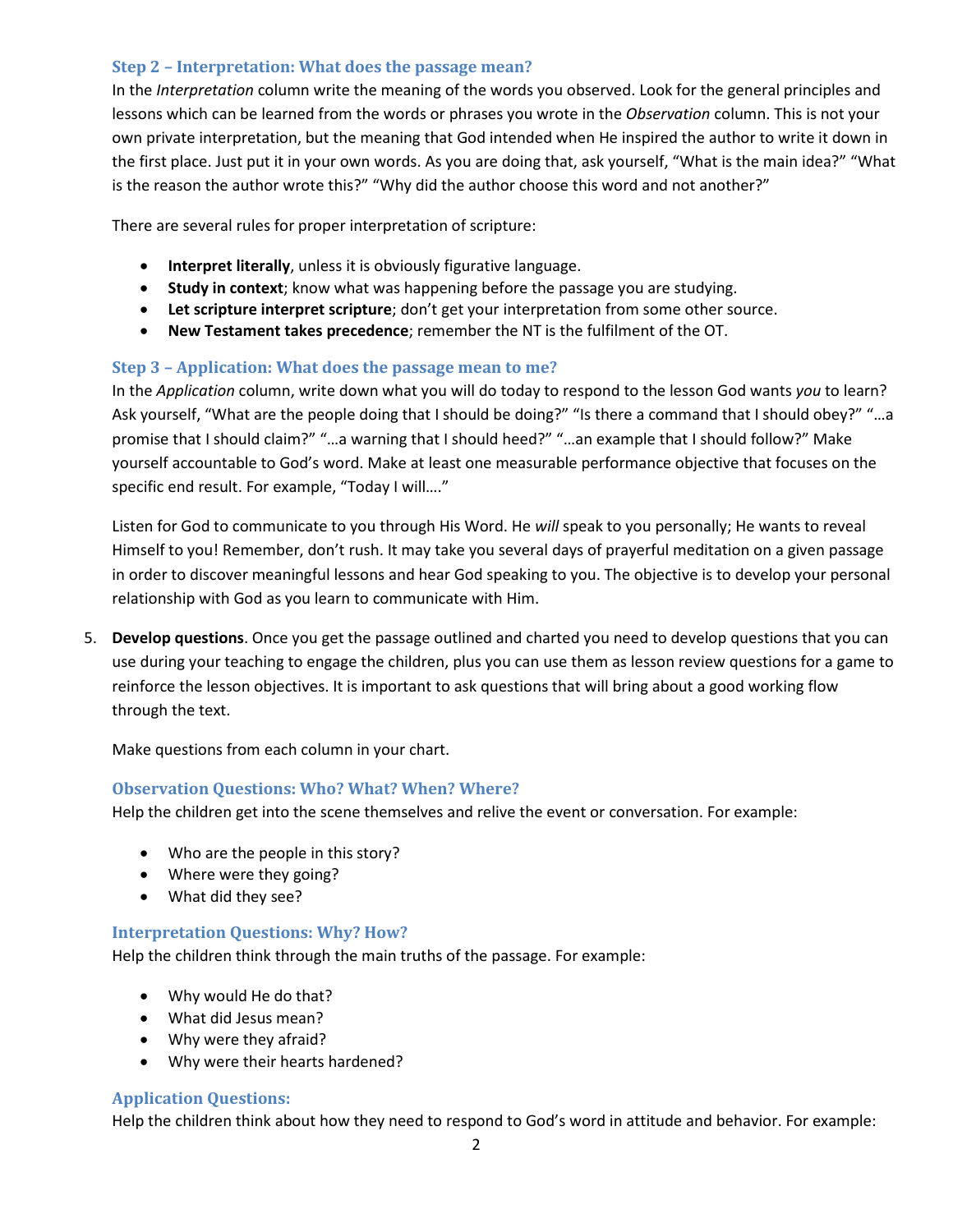### Step 2 – Interpretation: What does the passage mean?

In the *Interpretation* column write the meaning of the words you observed. Look for the general principles and lessons which can be learned from the words or phrases you wrote in the *Observation* column. This is not your own private interpretation, but the meaning that God intended when He inspired the author to write it down in the first place. Just put it in your own words. As you are doing that, ask yourself, "What is the main idea?" "What is the reason the author wrote this?" "Why did the author choose this word and not another?"

There are several rules for proper interpretation of scripture:

- **Interpret literally**, unless it is obviously figurative language.
- **Study in context**; know what was happening before the passage you are studying.
- **Let scripture interpret scripture**; don't get your interpretation from some other source.
- **New Testament takes precedence**; remember the NT is the fulfilment of the OT.

### Step 3 – Application: What does the passage mean to me?

In the *Application* column, write down what you will do today to respond to the lesson God wants *you* to learn? Ask yourself, "What are the people doing that I should be doing?" "Is there a command that I should obey?" "…a promise that I should claim?" "…a warning that I should heed?" "…an example that I should follow?" Make yourself accountable to God's word. Make at least one measurable performance objective that focuses on the specific end result. For example, "Today I will…."

Listen for God to communicate to you through His Word. He *will* speak to you personally; He wants to reveal Himself to you! Remember, don't rush. It may take you several days of prayerful meditation on a given passage in order to discover meaningful lessons and hear God speaking to you. The objective is to develop your personal relationship with God as you learn to communicate with Him.

5. **Develop questions**. Once you get the passage outlined and charted you need to develop questions that you can use during your teaching to engage the children, plus you can use them as lesson review questions for a game to reinforce the lesson objectives. It is important to ask questions that will bring about a good working flow through the text.

   Make questions from each column in your chart.

### Observation Questions: Who? What? When? Where?

Help the children get into the scene themselves and relive the event or conversation. For example:

- Who are the people in this story?
- Where were they going?
- What did they see?

### Interpretation Questions: Why? How?

Help the children think through the main truths of the passage. For example:

- Why would He do that?
- What did Jesus mean?
- Why were they afraid?
- Why were their hearts hardened?

### Application Questions:

Help the children think about how they need to respond to God's word in attitude and behavior. For example: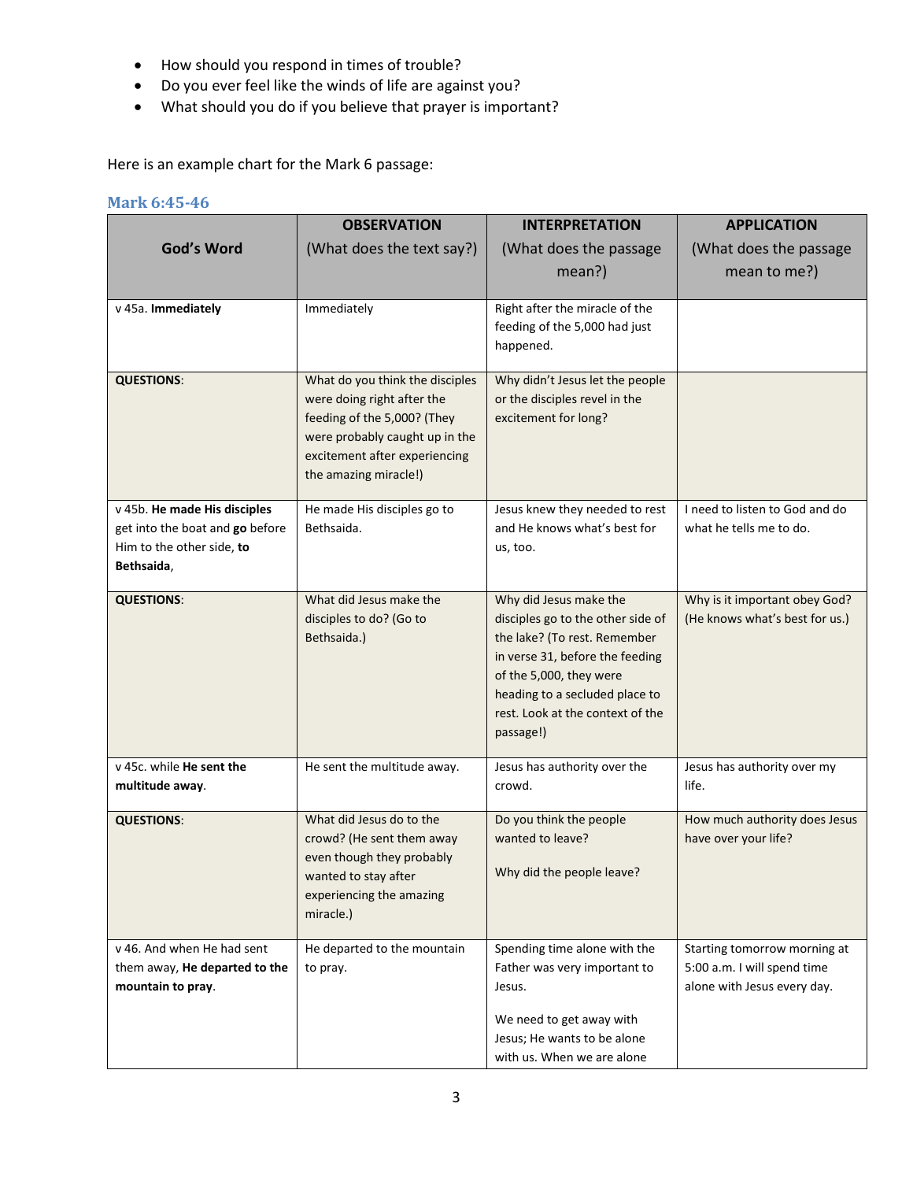- How should you respond in times of trouble?
- Do you ever feel like the winds of life are against you?
- What should you do if you believe that prayer is important?

Here is an example chart for the Mark 6 passage:

### Mark 6:45-46

| God's Word | **OBSERVATION** (What does the text say?) | **INTERPRETATION** (What does the passage mean?) | **APPLICATION** (What does the passage mean to me?) |
|---|---|---|---|
| v 45a. **Immediately** | Immediately | Right after the miracle of the feeding of the 5,000 had just happened. | |
| **QUESTIONS**: | What do you think the disciples were doing right after the feeding of the 5,000? (They were probably caught up in the excitement after experiencing the amazing miracle!) | Why didn't Jesus let the people or the disciples revel in the excitement for long? | |
| v 45b. **He made His disciples** get into the boat and **go** before Him to the other side, **to Bethsaida**, | He made His disciples go to Bethsaida. | Jesus knew they needed to rest and He knows what's best for us, too. | I need to listen to God and do what he tells me to do. |
| **QUESTIONS**: | What did Jesus make the disciples to do? (Go to Bethsaida.) | Why did Jesus make the disciples go to the other side of the lake? (To rest. Remember in verse 31, before the feeding of the 5,000, they were heading to a secluded place to rest. Look at the context of the passage!) | Why is it important obey God? (He knows what's best for us.) |
| v 45c. while **He sent the multitude away**. | He sent the multitude away. | Jesus has authority over the crowd. | Jesus has authority over my life. |
| **QUESTIONS**: | What did Jesus do to the crowd? (He sent them away even though they probably wanted to stay after experiencing the amazing miracle.) | Do you think the people wanted to leave?<br><br>Why did the people leave? | How much authority does Jesus have over your life? |
| v 46. And when He had sent them away, **He departed to the mountain to pray**. | He departed to the mountain to pray. | Spending time alone with the Father was very important to Jesus.<br><br>We need to get away with Jesus; He wants to be alone with us. When we are alone | Starting tomorrow morning at 5:00 a.m. I will spend time alone with Jesus every day. |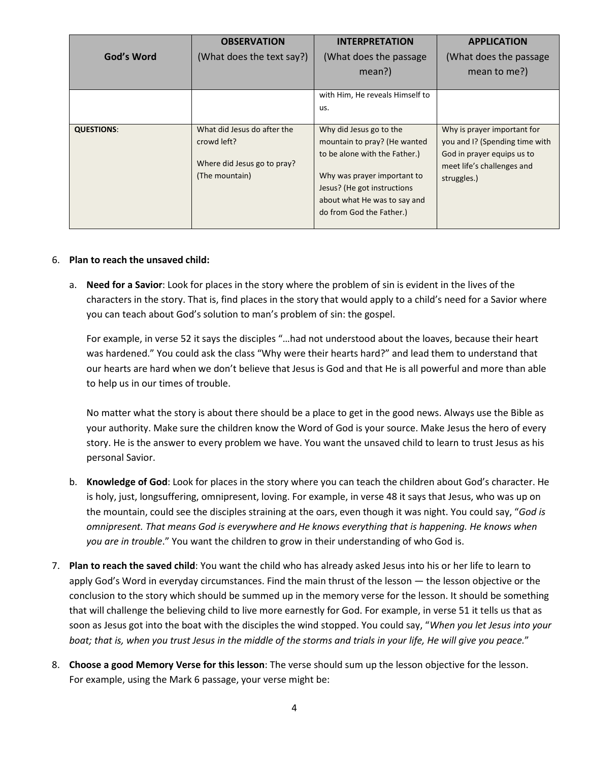| God's Word | **OBSERVATION** (What does the text say?) | **INTERPRETATION** (What does the passage mean?) | **APPLICATION** (What does the passage mean to me?) |
|---|---|---|---|
| | | with Him, He reveals Himself to us. | |
| **QUESTIONS**: | What did Jesus do after the crowd left?<br><br>Where did Jesus go to pray? (The mountain) | Why did Jesus go to the mountain to pray? (He wanted to be alone with the Father.)<br><br>Why was prayer important to Jesus? (He got instructions about what He was to say and do from God the Father.) | Why is prayer important for you and I? (Spending time with God in prayer equips us to meet life's challenges and struggles.) |

6. **Plan to reach the unsaved child:**

   a. **Need for a Savior**: Look for places in the story where the problem of sin is evident in the lives of the characters in the story. That is, find places in the story that would apply to a child's need for a Savior where you can teach about God's solution to man's problem of sin: the gospel.

      For example, in verse 52 it says the disciples "…had not understood about the loaves, because their heart was hardened." You could ask the class "Why were their hearts hard?" and lead them to understand that our hearts are hard when we don't believe that Jesus is God and that He is all powerful and more than able to help us in our times of trouble.

      No matter what the story is about there should be a place to get in the good news. Always use the Bible as your authority. Make sure the children know the Word of God is your source. Make Jesus the hero of every story. He is the answer to every problem we have. You want the unsaved child to learn to trust Jesus as his personal Savior.

   b. **Knowledge of God**: Look for places in the story where you can teach the children about God's character. He is holy, just, longsuffering, omnipresent, loving. For example, in verse 48 it says that Jesus, who was up on the mountain, could see the disciples straining at the oars, even though it was night. You could say, "*God is omnipresent. That means God is everywhere and He knows everything that is happening. He knows when you are in trouble*." You want the children to grow in their understanding of who God is.

7. **Plan to reach the saved child**: You want the child who has already asked Jesus into his or her life to learn to apply God's Word in everyday circumstances. Find the main thrust of the lesson — the lesson objective or the conclusion to the story which should be summed up in the memory verse for the lesson. It should be something that will challenge the believing child to live more earnestly for God. For example, in verse 51 it tells us that as soon as Jesus got into the boat with the disciples the wind stopped. You could say, "*When you let Jesus into your boat; that is, when you trust Jesus in the middle of the storms and trials in your life, He will give you peace.*"

8. **Choose a good Memory Verse for this lesson**: The verse should sum up the lesson objective for the lesson. For example, using the Mark 6 passage, your verse might be: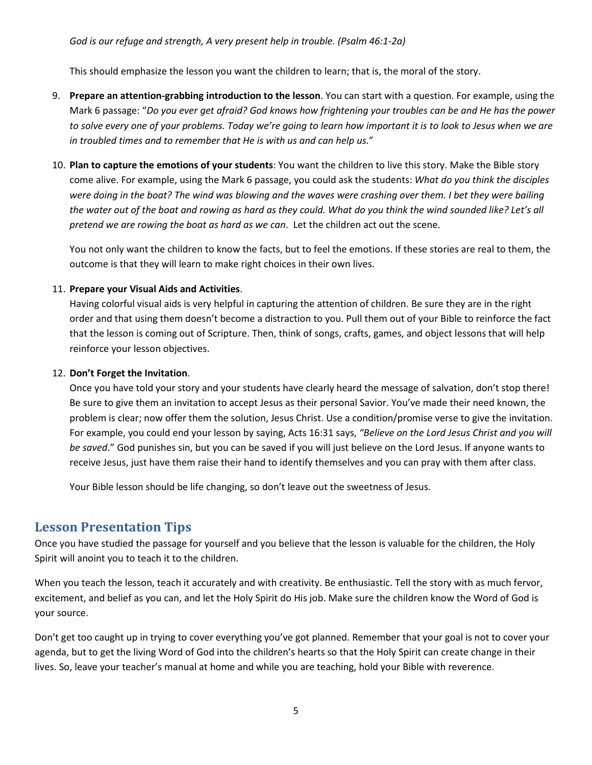*God is our refuge and strength, A very present help in trouble. (Psalm 46:1-2a)*

This should emphasize the lesson you want the children to learn; that is, the moral of the story.

9. **Prepare an attention-grabbing introduction to the lesson**. You can start with a question. For example, using the Mark 6 passage: "*Do you ever get afraid? God knows how frightening your troubles can be and He has the power to solve every one of your problems. Today we're going to learn how important it is to look to Jesus when we are in troubled times and to remember that He is with us and can help us.*"

10. **Plan to capture the emotions of your students**: You want the children to live this story. Make the Bible story come alive. For example, using the Mark 6 passage, you could ask the students: *What do you think the disciples were doing in the boat? The wind was blowing and the waves were crashing over them. I bet they were bailing the water out of the boat and rowing as hard as they could. What do you think the wind sounded like? Let's all pretend we are rowing the boat as hard as we can*. Let the children act out the scene.

    You not only want the children to know the facts, but to feel the emotions. If these stories are real to them, the outcome is that they will learn to make right choices in their own lives.

11. **Prepare your Visual Aids and Activities**.
    Having colorful visual aids is very helpful in capturing the attention of children. Be sure they are in the right order and that using them doesn't become a distraction to you. Pull them out of your Bible to reinforce the fact that the lesson is coming out of Scripture. Then, think of songs, crafts, games, and object lessons that will help reinforce your lesson objectives.

12. **Don't Forget the Invitation**.
    Once you have told your story and your students have clearly heard the message of salvation, don't stop there! Be sure to give them an invitation to accept Jesus as their personal Savior. You've made their need known, the problem is clear; now offer them the solution, Jesus Christ. Use a condition/promise verse to give the invitation. For example, you could end your lesson by saying, Acts 16:31 says, *"Believe on the Lord Jesus Christ and you will be saved*." God punishes sin, but you can be saved if you will just believe on the Lord Jesus. If anyone wants to receive Jesus, just have them raise their hand to identify themselves and you can pray with them after class.

    Your Bible lesson should be life changing, so don't leave out the sweetness of Jesus.

## Lesson Presentation Tips

Once you have studied the passage for yourself and you believe that the lesson is valuable for the children, the Holy Spirit will anoint you to teach it to the children.

When you teach the lesson, teach it accurately and with creativity. Be enthusiastic. Tell the story with as much fervor, excitement, and belief as you can, and let the Holy Spirit do His job. Make sure the children know the Word of God is your source.

Don't get too caught up in trying to cover everything you've got planned. Remember that your goal is not to cover your agenda, but to get the living Word of God into the children's hearts so that the Holy Spirit can create change in their lives. So, leave your teacher's manual at home and while you are teaching, hold your Bible with reverence.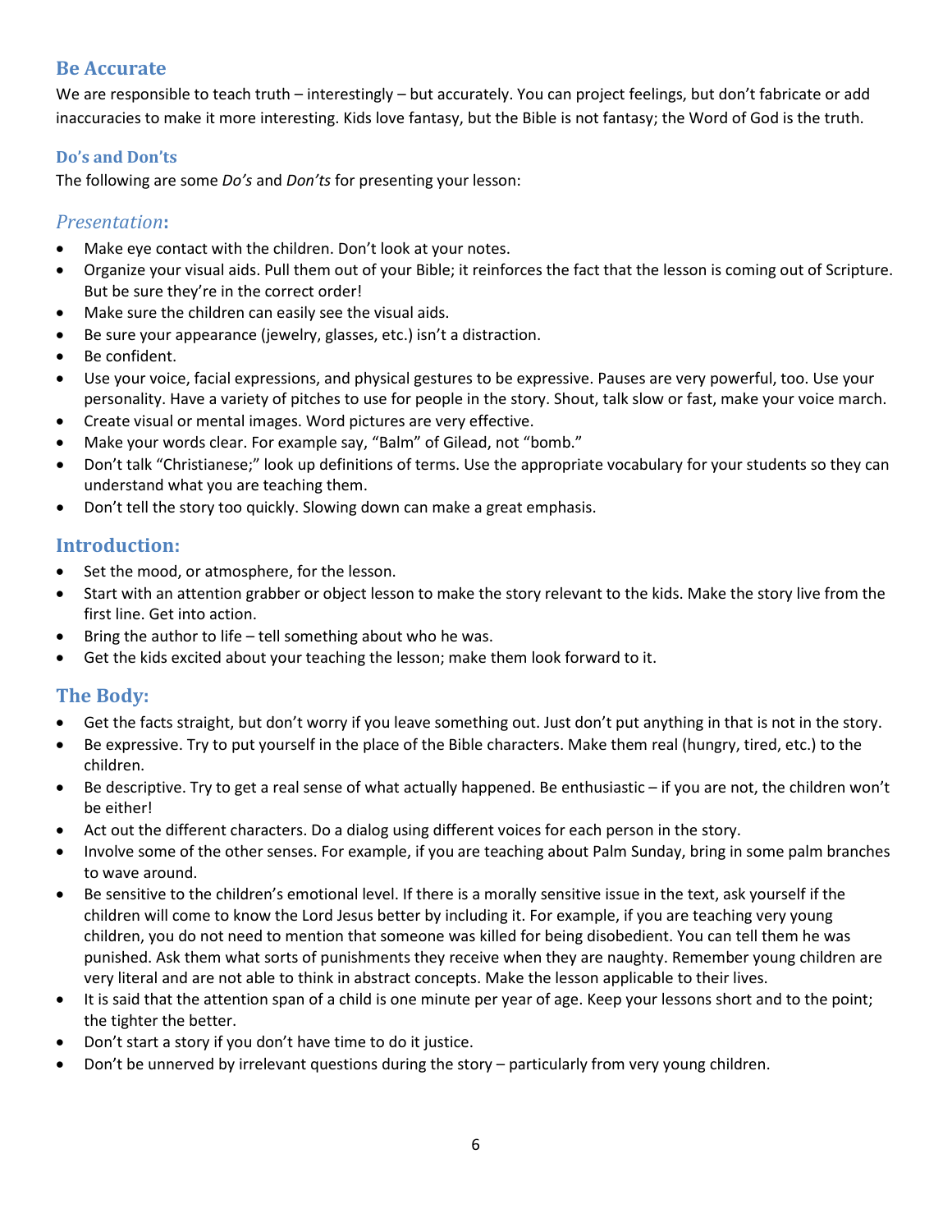## Be Accurate

We are responsible to teach truth – interestingly – but accurately. You can project feelings, but don't fabricate or add inaccuracies to make it more interesting. Kids love fantasy, but the Bible is not fantasy; the Word of God is the truth.

### Do's and Don'ts

The following are some *Do's* and *Don'ts* for presenting your lesson:

### *Presentation*:

- Make eye contact with the children. Don't look at your notes.
- Organize your visual aids. Pull them out of your Bible; it reinforces the fact that the lesson is coming out of Scripture. But be sure they're in the correct order!
- Make sure the children can easily see the visual aids.
- Be sure your appearance (jewelry, glasses, etc.) isn't a distraction.
- Be confident.
- Use your voice, facial expressions, and physical gestures to be expressive. Pauses are very powerful, too. Use your personality. Have a variety of pitches to use for people in the story. Shout, talk slow or fast, make your voice march.
- Create visual or mental images. Word pictures are very effective.
- Make your words clear. For example say, "Balm" of Gilead, not "bomb."
- Don't talk "Christianese;" look up definitions of terms. Use the appropriate vocabulary for your students so they can understand what you are teaching them.
- Don't tell the story too quickly. Slowing down can make a great emphasis.

## Introduction:

- Set the mood, or atmosphere, for the lesson.
- Start with an attention grabber or object lesson to make the story relevant to the kids. Make the story live from the first line. Get into action.
- Bring the author to life – tell something about who he was.
- Get the kids excited about your teaching the lesson; make them look forward to it.

## The Body:

- Get the facts straight, but don't worry if you leave something out. Just don't put anything in that is not in the story.
- Be expressive. Try to put yourself in the place of the Bible characters. Make them real (hungry, tired, etc.) to the children.
- Be descriptive. Try to get a real sense of what actually happened. Be enthusiastic – if you are not, the children won't be either!
- Act out the different characters. Do a dialog using different voices for each person in the story.
- Involve some of the other senses. For example, if you are teaching about Palm Sunday, bring in some palm branches to wave around.
- Be sensitive to the children's emotional level. If there is a morally sensitive issue in the text, ask yourself if the children will come to know the Lord Jesus better by including it. For example, if you are teaching very young children, you do not need to mention that someone was killed for being disobedient. You can tell them he was punished. Ask them what sorts of punishments they receive when they are naughty. Remember young children are very literal and are not able to think in abstract concepts. Make the lesson applicable to their lives.
- It is said that the attention span of a child is one minute per year of age. Keep your lessons short and to the point; the tighter the better.
- Don't start a story if you don't have time to do it justice.
- Don't be unnerved by irrelevant questions during the story – particularly from very young children.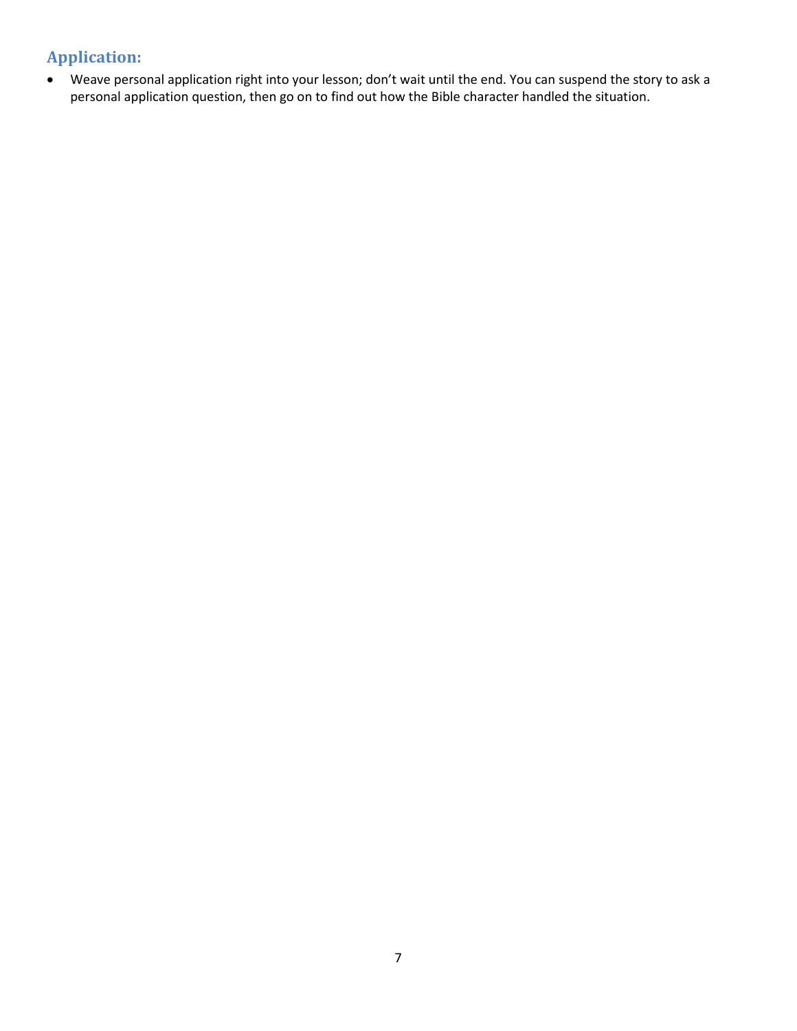## Application:

- Weave personal application right into your lesson; don't wait until the end. You can suspend the story to ask a personal application question, then go on to find out how the Bible character handled the situation.